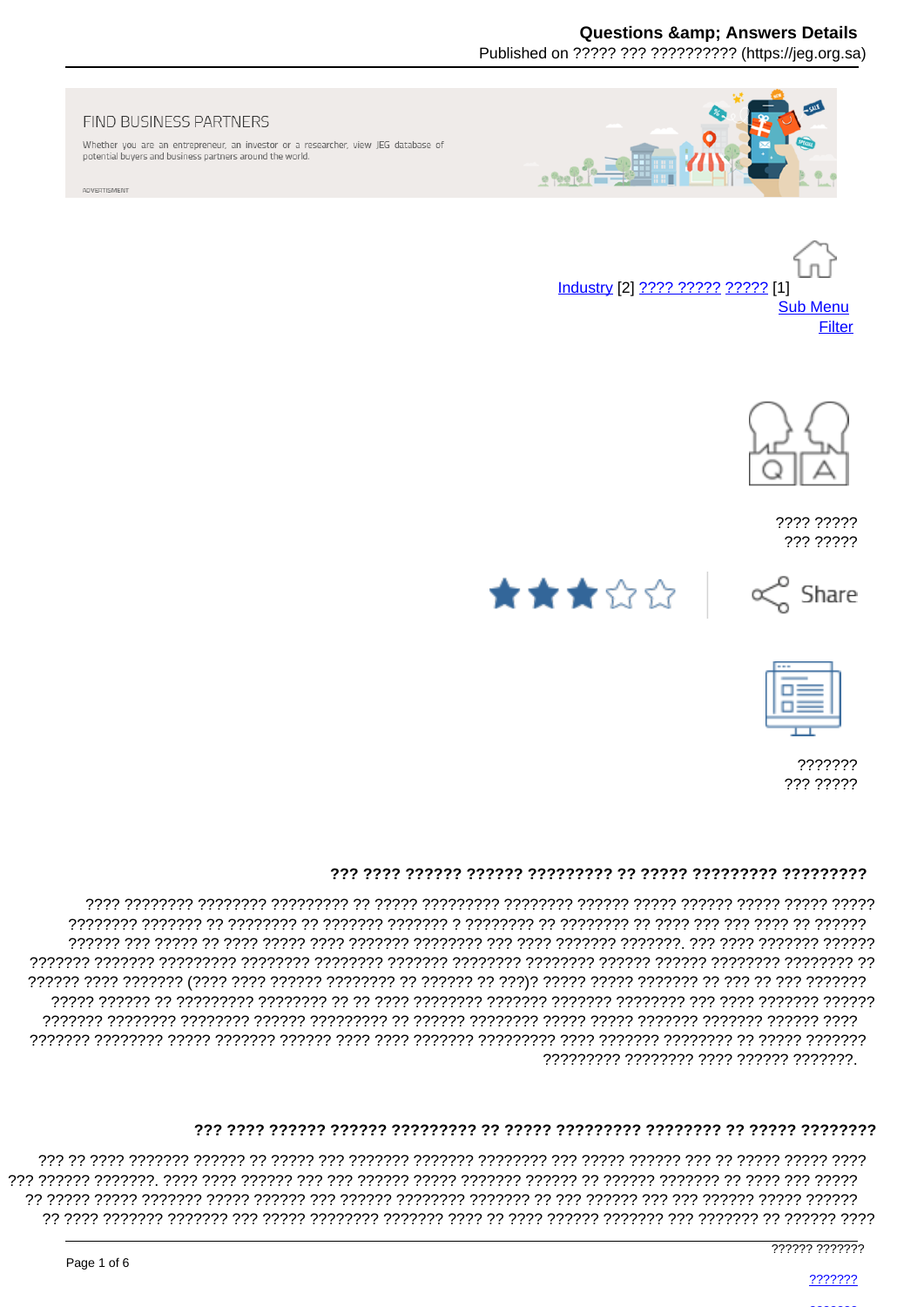FIND BUSINESS PARTNERS

Whether you are an entrepreneur, an investor or a researcher, view JEG database of potential buyers and business partners around the world.

ADVERTISMENT

Industry [2] ???? ????? ????? [1]

Sub Menu

Filter

???? ?????
??? ?????

Share

???????
??? ?????

### ??? ???? ?????? ?????? ????????? ?? ????? ????????? ?????????

???? ???????? ???????? ????????? ?? ????? ????????? ???????? ?????? ????? ?????? ????? ????? ????? ???????? ??????? ?? ???????? ?? ??????? ??????? ? ???????? ?? ???????? ?? ???? ??? ??? ???? ?? ?????? ?????? ??? ????? ?? ???? ????? ???? ??????? ???????? ??? ???? ??????? ???????. ??? ???? ??????? ?????? ??????? ??????? ????????? ???????? ???????? ??????? ???????? ???????? ?????? ?????? ???????? ???????? ?? ?????? ???? ??????? (???? ???? ?????? ???????? ?? ?????? ?? ???)? ????? ????? ??????? ?? ??? ?? ??? ??????? ????? ?????? ?? ????????? ???????? ?? ?? ???? ???????? ??????? ??????? ???????? ??? ???? ??????? ?????? ??????? ???????? ???????? ?????? ????????? ?? ?????? ???????? ????? ????? ??????? ??????? ?????? ???? ??????? ???????? ????? ??????? ?????? ???? ???? ??????? ????????? ???? ??????? ???????? ?? ????? ??????? ????????? ???????? ???? ?????? ???????.

### ??? ???? ?????? ?????? ????????? ?? ????? ????????? ???????? ?? ????? ????????

??? ?? ???? ??????? ?????? ?? ????? ??? ??????? ??????? ???????? ??? ????? ?????? ??? ?? ????? ????? ???? ??? ?????? ???????. ???? ???? ?????? ??? ??? ?????? ????? ??????? ?????? ?? ?????? ??????? ?? ???? ??? ????? ?? ????? ????? ??????? ????? ?????? ??? ?????? ???????? ??????? ?? ??? ?????? ??? ??? ?????? ????? ?????? ?? ???? ??????? ??????? ??? ????? ???????? ??????? ???? ?? ???? ?????? ??????? ??? ??????? ?? ?????? ????

?????? ???????

???????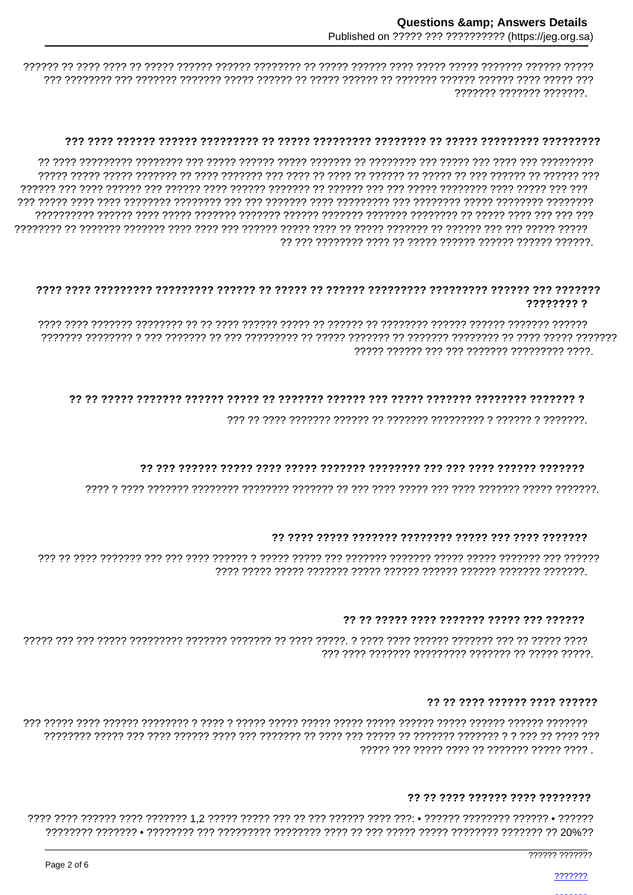?????? ?? ???? ???? ?? ????? ?????? ?????? ???????? ?? ????? ?????? ???? ????? ????? ??????? ?????? ????? ??? ???????? ??? ??????? ??????? ????? ?????? ?? ????? ?????? ?? ??????? ?????? ?????? ???? ????? ??? ??????? ??????? ???????.

### ??? ???? ?????? ?????? ????????? ?? ????? ????????? ???????? ?? ????? ????????? ?????????

?? ???? ????????? ???????? ??? ????? ?????? ????? ??????? ?? ???????? ??? ????? ??? ???? ??? ????????? ????? ????? ????? ??????? ?? ???? ??????? ??? ???? ?? ???? ?? ?????? ?? ????? ?? ??? ?????? ?? ?????? ??? ?????? ??? ???? ?????? ??? ?????? ???? ?????? ??????? ?? ?????? ??? ??? ????? ???????? ???? ????? ??? ??? ??? ????? ???? ???? ???????? ???????? ??? ??? ??????? ???? ????????? ??? ???????? ????? ???????? ???????? ?????????? ?????? ???? ????? ??????? ??????? ?????? ??????? ??????? ???????? ?? ????? ???? ??? ??? ??? ???????? ?? ??????? ??????? ???? ???? ??? ?????? ????? ???? ?? ????? ??????? ?? ?????? ??? ??? ????? ????? ?? ??? ???????? ???? ?? ????? ?????? ?????? ?????? ??????.

### ???? ???? ????????? ????????? ?????? ?? ????? ?? ?????? ????????? ????????? ?????? ??? ??????? ???????? ?

???? ???? ??????? ???????? ?? ?? ???? ?????? ????? ?? ?????? ?? ???????? ?????? ?????? ??????? ?????? ??????? ???????? ? ??? ??????? ?? ??? ????????? ?? ????? ??????? ?? ??????? ???????? ?? ???? ????? ??????? ????? ?????? ??? ??? ??????? ????????? ????.

### ?? ?? ????? ??????? ?????? ????? ?? ??????? ?????? ??? ????? ??????? ???????? ??????? ?

??? ?? ???? ??????? ?????? ?? ??????? ????????? ? ?????? ? ???????.

### ?? ??? ?????? ????? ???? ????? ??????? ???????? ??? ??? ???? ?????? ???????

???? ? ???? ??????? ???????? ???????? ??????? ?? ??? ???? ????? ??? ???? ??????? ????? ???????.

### ?? ???? ????? ??????? ???????? ????? ??? ???? ???????

??? ?? ???? ??????? ??? ??? ???? ?????? ? ????? ????? ??? ??????? ??????? ????? ????? ??????? ??? ?????? ???? ????? ????? ??????? ????? ?????? ?????? ?????? ??????? ???????.

### ?? ?? ????? ???? ??????? ????? ??? ??????

????? ??? ??? ????? ????????? ??????? ??????? ?? ???? ?????. ? ???? ???? ?????? ??????? ??? ?? ????? ???? ??? ???? ??????? ????????? ??????? ?? ????? ?????.

### ?? ?? ???? ?????? ???? ??????

??? ????? ???? ?????? ???????? ? ???? ? ????? ????? ????? ????? ????? ?????? ????? ?????? ?????? ??????? ???????? ????? ??? ???? ?????? ???? ??? ??????? ?? ???? ??? ????? ?? ??????? ??????? ? ? ??? ?? ???? ??? ????? ??? ????? ???? ?? ??????? ????? ???? .

### ?? ?? ???? ?????? ???? ????????

???? ???? ?????? ???? ??????? 1,2 ????? ????? ??? ?? ??? ?????? ???? ???: • ?????? ???????? ?????? • ?????? ???????? ??????? • ???????? ??? ????????? ???????? ???? ?? ??? ????? ????? ???????? ??????? ?? 20%??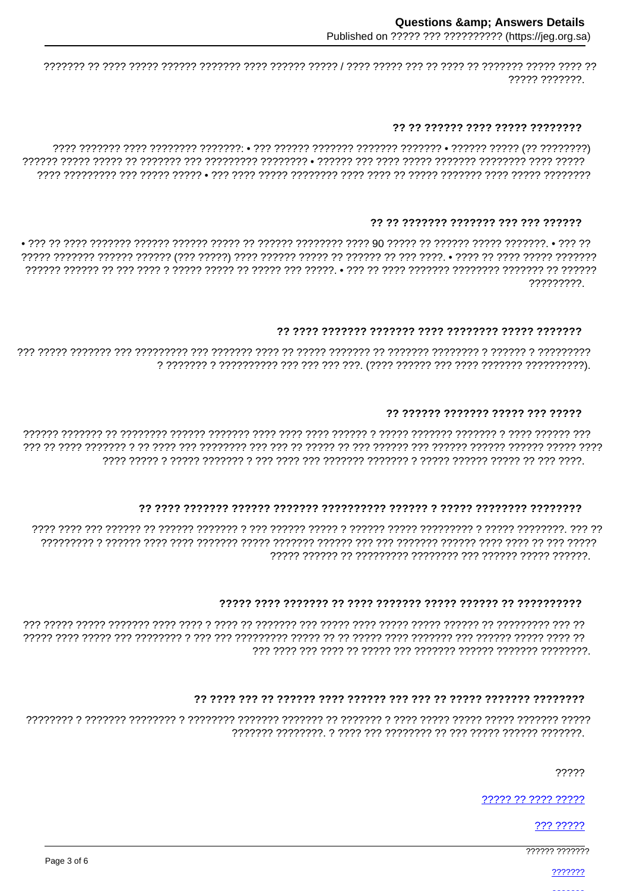??????? ?? ???? ????? ?????? ??????? ???? ?????? ????? / ???? ????? ??? ?? ???? ?? ??????? ????? ???? ?? ????? ???????.

## ?? ?? ?????? ???? ????? ????????

???? ??????? ???? ???????? ???????: • ??? ?????? ??????? ??????? ??????? • ?????? ????? (?? ????????) ?????? ????? ????? ?? ??????? ??? ????????? ???????? • ?????? ??? ???? ????? ??????? ???????? ???? ????? ???? ????????? ??? ????? ????? • ??? ???? ????? ???????? ???? ???? ?? ????? ??????? ???? ????? ????????

## ?? ?? ??????? ??????? ??? ??? ??????

• ??? ?? ???? ??????? ?????? ?????? ????? ?? ?????? ???????? ???? 90 ????? ?? ?????? ????? ???????. • ??? ?? ????? ??????? ?????? ?????? (??? ?????) ???? ?????? ????? ?? ?????? ?? ??? ????. • ???? ?? ???? ????? ??????? ?????? ?????? ?? ??? ???? ? ????? ????? ?? ????? ??? ?????. • ??? ?? ???? ??????? ???????? ??????? ?? ?????? ?????????.

## ?? ???? ??????? ??????? ???? ???????? ????? ???????

??? ????? ??????? ??? ????????? ??? ??????? ???? ?? ????? ??????? ?? ??????? ???????? ? ?????? ? ????????? ? ??????? ? ?????????? ??? ??? ??? ???. (???? ?????? ??? ???? ??????? ??????????).

## ?? ?????? ??????? ????? ??? ?????

?????? ??????? ?? ???????? ?????? ??????? ???? ???? ???? ?????? ? ????? ??????? ??????? ? ???? ?????? ??? ??? ?? ???? ??????? ? ?? ???? ??? ???????? ??? ??? ?? ????? ?? ??? ?????? ??? ?????? ?????? ?????? ????? ???? ???? ????? ? ????? ??????? ? ??? ???? ??? ??????? ??????? ? ????? ?????? ????? ?? ??? ????.

## ?? ???? ??????? ?????? ??????? ?????????? ?????? ? ????? ???????? ????????

???? ???? ??? ?????? ?? ?????? ??????? ? ??? ?????? ????? ? ?????? ????? ????????? ? ????? ????????. ??? ?? ????????? ? ?????? ???? ???? ??????? ????? ??????? ?????? ??? ??? ??????? ?????? ???? ???? ?? ??? ????? ????? ?????? ?? ????????? ???????? ??? ?????? ????? ??????.

## ????? ???? ??????? ?? ???? ??????? ????? ?????? ?? ??????????

??? ????? ????? ??????? ???? ???? ? ???? ?? ??????? ??? ????? ???? ????? ????? ?????? ?? ????????? ??? ?? ????? ???? ????? ??? ???????? ? ??? ??? ????????? ????? ?? ?? ????? ???? ??????? ??? ?????? ????? ???? ?? ??? ???? ??? ???? ?? ????? ??? ??????? ?????? ??????? ????????.

## ?? ???? ??? ?? ?????? ???? ?????? ??? ??? ?? ????? ??????? ????????

???????? ? ??????? ???????? ? ???????? ??????? ??????? ?? ??????? ? ???? ????? ????? ????? ??????? ????? ??????? ????????. ? ???? ??? ???????? ?? ??? ????? ?????? ???????.

?????

????? ?? ???? ?????

??? ?????

?????? ???????

???????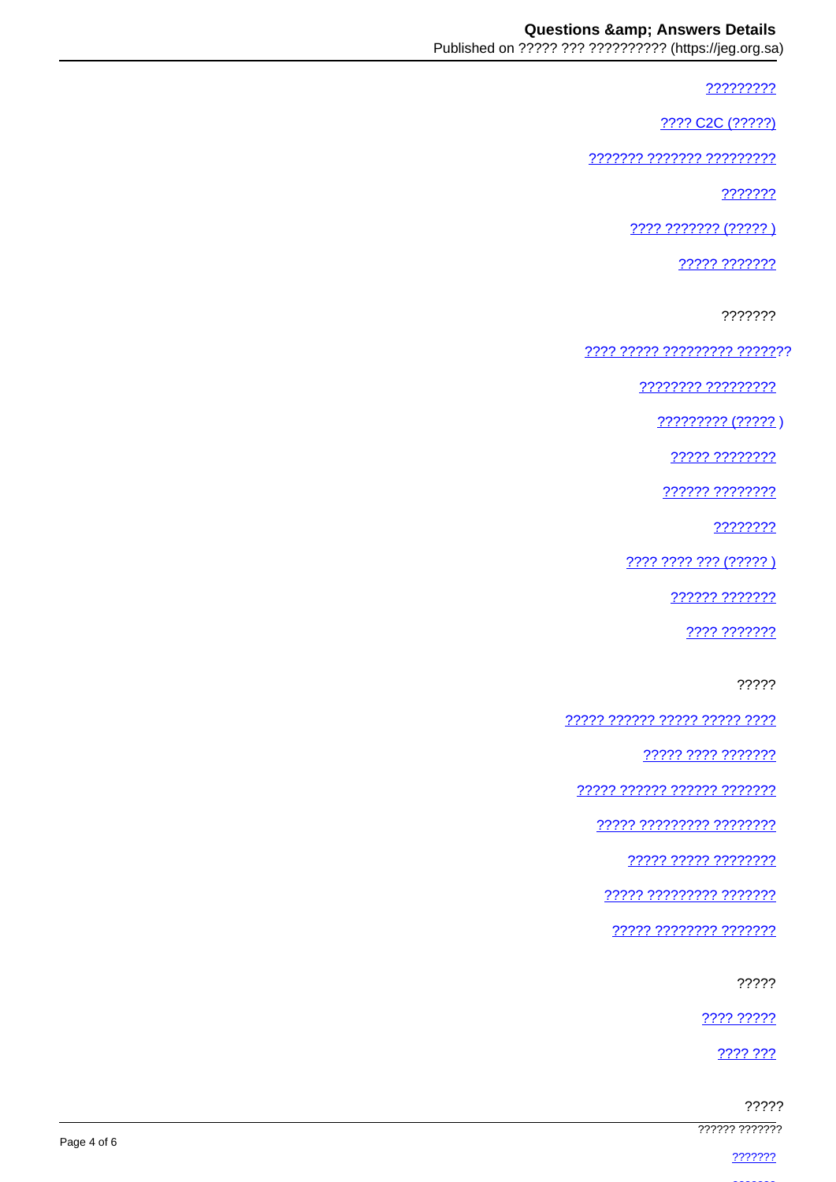?????????

???? C2C (?????)

??????? ??????? ?????????

???????

???? ??????? (????? )

????? ???????

???????

???? ????? ????????? ???????

???????? ?????????

????????? (????? )

????? ????????

?????? ????????

????????

???? ???? ??? (????? )

?????? ???????

???? ???????

?????

????? ?????? ????? ????? ????

????? ???? ???????

????? ?????? ?????? ???????

????? ????????? ????????

????? ????? ????????

????? ????????? ???????

????? ???????? ???????

?????

???? ?????

???? ???

?????

?????? ???????

???????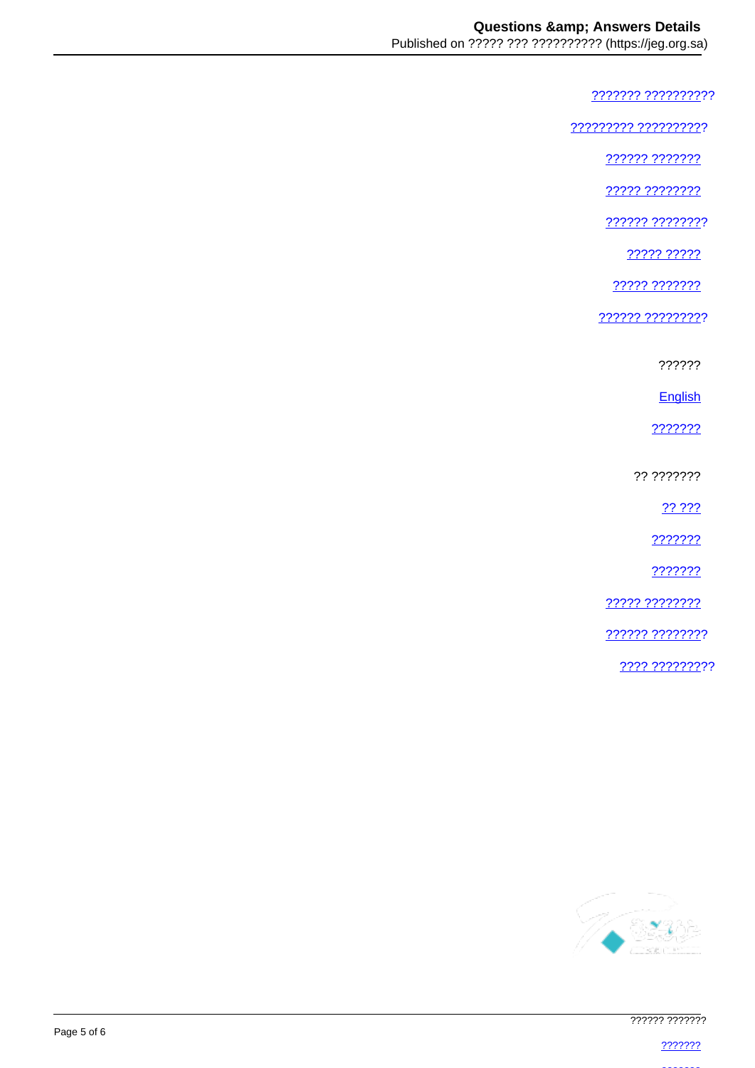[??????? ??????????]

[????????? ?????????]

[?????? ???????]

[????? ????????]

[?????? ????????]

[????? ?????]

[????? ???????]

[?????? ?????????]

??????

[English]

[???????]

?? ???????

[?? ???]

[???????]

[???????]

[????? ????????]

[?????? ????????]

[???? ?????????]

?????? ???????

[???????]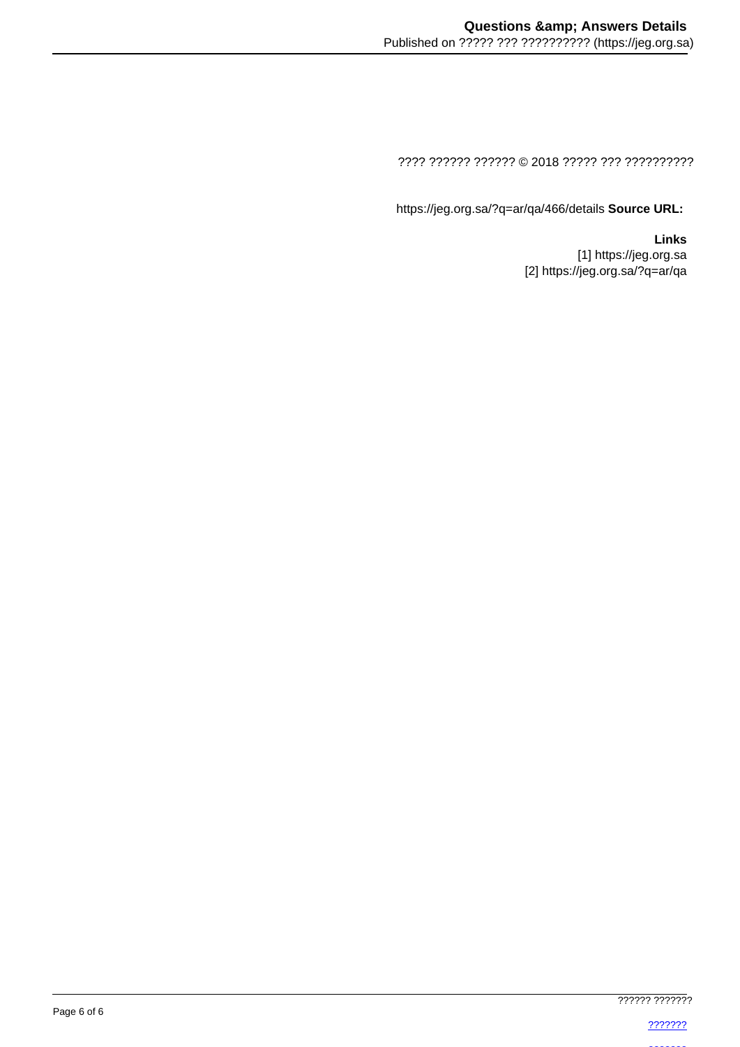???? ?????? ?????? © 2018 ????? ??? ??????????

https://jeg.org.sa/?q=ar/qa/466/details **Source URL:**

**Links**

[1] https://jeg.org.sa
[2] https://jeg.org.sa/?q=ar/qa